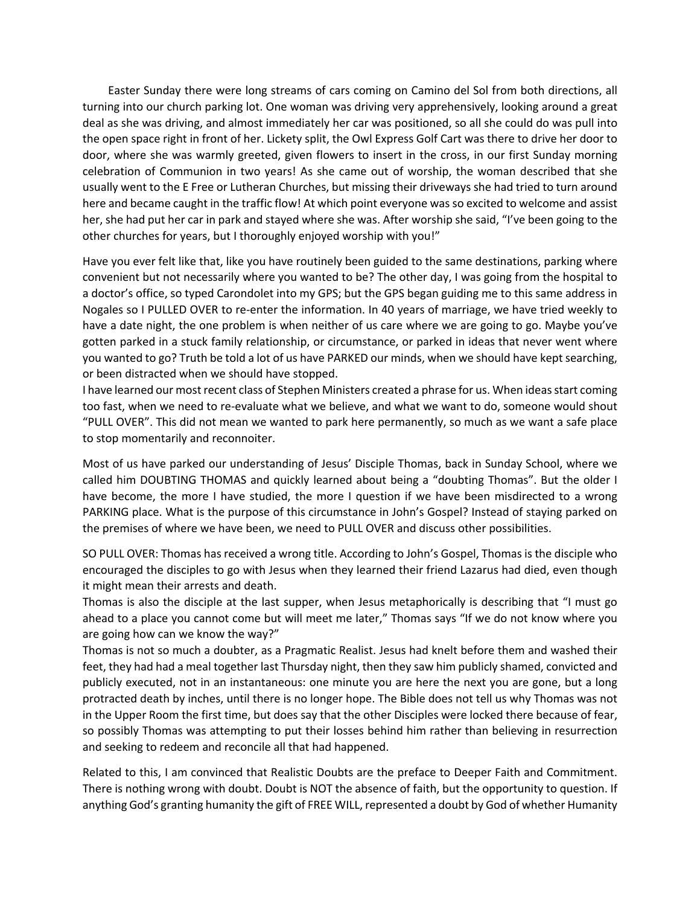Easter Sunday there were long streams of cars coming on Camino del Sol from both directions, all turning into our church parking lot. One woman was driving very apprehensively, looking around a great deal as she was driving, and almost immediately her car was positioned, so all she could do was pull into the open space right in front of her. Lickety split, the Owl Express Golf Cart was there to drive her door to door, where she was warmly greeted, given flowers to insert in the cross, in our first Sunday morning celebration of Communion in two years! As she came out of worship, the woman described that she usually went to the E Free or Lutheran Churches, but missing their driveways she had tried to turn around here and became caught in the traffic flow! At which point everyone was so excited to welcome and assist her, she had put her car in park and stayed where she was. After worship she said, "I've been going to the other churches for years, but I thoroughly enjoyed worship with you!"

Have you ever felt like that, like you have routinely been guided to the same destinations, parking where convenient but not necessarily where you wanted to be? The other day, I was going from the hospital to a doctor's office, so typed Carondolet into my GPS; but the GPS began guiding me to this same address in Nogales so I PULLED OVER to re-enter the information. In 40 years of marriage, we have tried weekly to have a date night, the one problem is when neither of us care where we are going to go. Maybe you've gotten parked in a stuck family relationship, or circumstance, or parked in ideas that never went where you wanted to go? Truth be told a lot of us have PARKED our minds, when we should have kept searching, or been distracted when we should have stopped.

I have learned our most recent class of Stephen Ministers created a phrase for us. When ideas start coming too fast, when we need to re-evaluate what we believe, and what we want to do, someone would shout "PULL OVER". This did not mean we wanted to park here permanently, so much as we want a safe place to stop momentarily and reconnoiter.

Most of us have parked our understanding of Jesus' Disciple Thomas, back in Sunday School, where we called him DOUBTING THOMAS and quickly learned about being a "doubting Thomas". But the older I have become, the more I have studied, the more I question if we have been misdirected to a wrong PARKING place. What is the purpose of this circumstance in John's Gospel? Instead of staying parked on the premises of where we have been, we need to PULL OVER and discuss other possibilities.

SO PULL OVER: Thomas has received a wrong title. According to John's Gospel, Thomas is the disciple who encouraged the disciples to go with Jesus when they learned their friend Lazarus had died, even though it might mean their arrests and death.

Thomas is also the disciple at the last supper, when Jesus metaphorically is describing that "I must go ahead to a place you cannot come but will meet me later," Thomas says "If we do not know where you are going how can we know the way?"

Thomas is not so much a doubter, as a Pragmatic Realist. Jesus had knelt before them and washed their feet, they had had a meal together last Thursday night, then they saw him publicly shamed, convicted and publicly executed, not in an instantaneous: one minute you are here the next you are gone, but a long protracted death by inches, until there is no longer hope. The Bible does not tell us why Thomas was not in the Upper Room the first time, but does say that the other Disciples were locked there because of fear, so possibly Thomas was attempting to put their losses behind him rather than believing in resurrection and seeking to redeem and reconcile all that had happened.

Related to this, I am convinced that Realistic Doubts are the preface to Deeper Faith and Commitment. There is nothing wrong with doubt. Doubt is NOT the absence of faith, but the opportunity to question. If anything God's granting humanity the gift of FREE WILL, represented a doubt by God of whether Humanity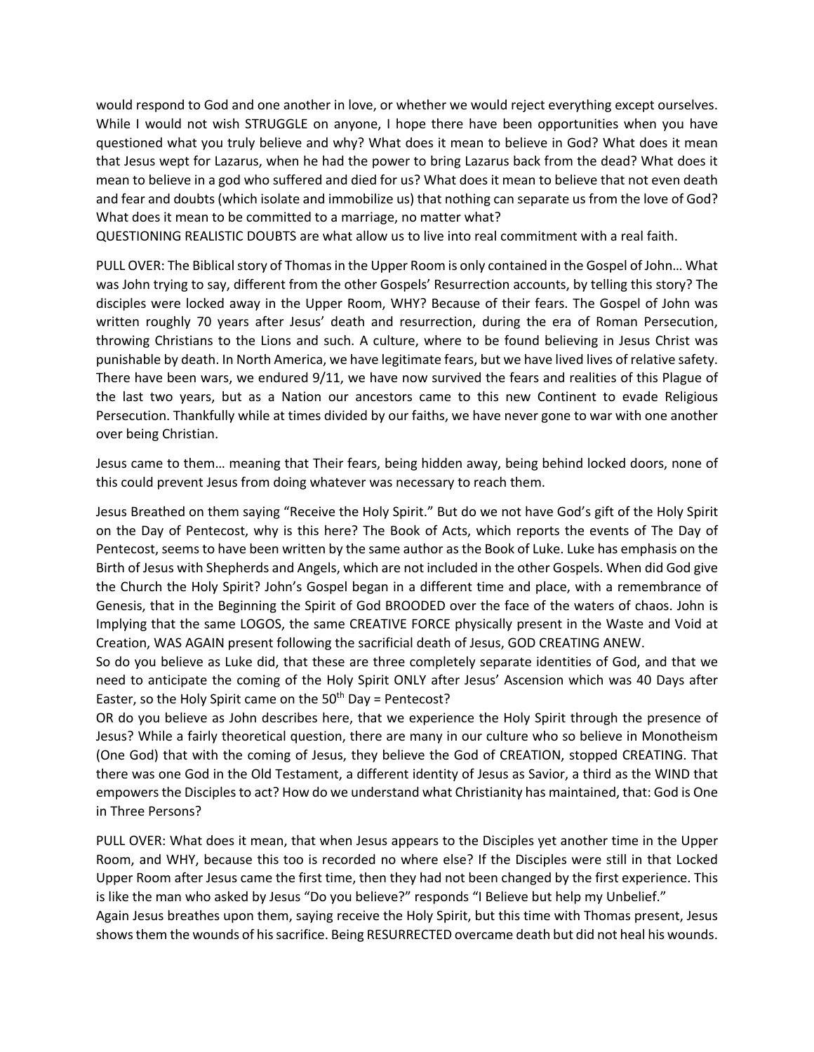would respond to God and one another in love, or whether we would reject everything except ourselves. While I would not wish STRUGGLE on anyone, I hope there have been opportunities when you have questioned what you truly believe and why? What does it mean to believe in God? What does it mean that Jesus wept for Lazarus, when he had the power to bring Lazarus back from the dead? What does it mean to believe in a god who suffered and died for us? What does it mean to believe that not even death and fear and doubts (which isolate and immobilize us) that nothing can separate us from the love of God? What does it mean to be committed to a marriage, no matter what?
QUESTIONING REALISTIC DOUBTS are what allow us to live into real commitment with a real faith.

PULL OVER: The Biblical story of Thomas in the Upper Room is only contained in the Gospel of John… What was John trying to say, different from the other Gospels' Resurrection accounts, by telling this story? The disciples were locked away in the Upper Room, WHY? Because of their fears. The Gospel of John was written roughly 70 years after Jesus' death and resurrection, during the era of Roman Persecution, throwing Christians to the Lions and such. A culture, where to be found believing in Jesus Christ was punishable by death. In North America, we have legitimate fears, but we have lived lives of relative safety. There have been wars, we endured 9/11, we have now survived the fears and realities of this Plague of the last two years, but as a Nation our ancestors came to this new Continent to evade Religious Persecution. Thankfully while at times divided by our faiths, we have never gone to war with one another over being Christian.

Jesus came to them… meaning that Their fears, being hidden away, being behind locked doors, none of this could prevent Jesus from doing whatever was necessary to reach them.

Jesus Breathed on them saying "Receive the Holy Spirit." But do we not have God's gift of the Holy Spirit on the Day of Pentecost, why is this here? The Book of Acts, which reports the events of The Day of Pentecost, seems to have been written by the same author as the Book of Luke. Luke has emphasis on the Birth of Jesus with Shepherds and Angels, which are not included in the other Gospels. When did God give the Church the Holy Spirit? John's Gospel began in a different time and place, with a remembrance of Genesis, that in the Beginning the Spirit of God BROODED over the face of the waters of chaos. John is Implying that the same LOGOS, the same CREATIVE FORCE physically present in the Waste and Void at Creation, WAS AGAIN present following the sacrificial death of Jesus, GOD CREATING ANEW.
So do you believe as Luke did, that these are three completely separate identities of God, and that we need to anticipate the coming of the Holy Spirit ONLY after Jesus' Ascension which was 40 Days after Easter, so the Holy Spirit came on the 50th Day = Pentecost?
OR do you believe as John describes here, that we experience the Holy Spirit through the presence of Jesus? While a fairly theoretical question, there are many in our culture who so believe in Monotheism (One God) that with the coming of Jesus, they believe the God of CREATION, stopped CREATING. That there was one God in the Old Testament, a different identity of Jesus as Savior, a third as the WIND that empowers the Disciples to act? How do we understand what Christianity has maintained, that: God is One in Three Persons?

PULL OVER: What does it mean, that when Jesus appears to the Disciples yet another time in the Upper Room, and WHY, because this too is recorded no where else? If the Disciples were still in that Locked Upper Room after Jesus came the first time, then they had not been changed by the first experience. This is like the man who asked by Jesus "Do you believe?" responds "I Believe but help my Unbelief."
Again Jesus breathes upon them, saying receive the Holy Spirit, but this time with Thomas present, Jesus shows them the wounds of his sacrifice. Being RESURRECTED overcame death but did not heal his wounds.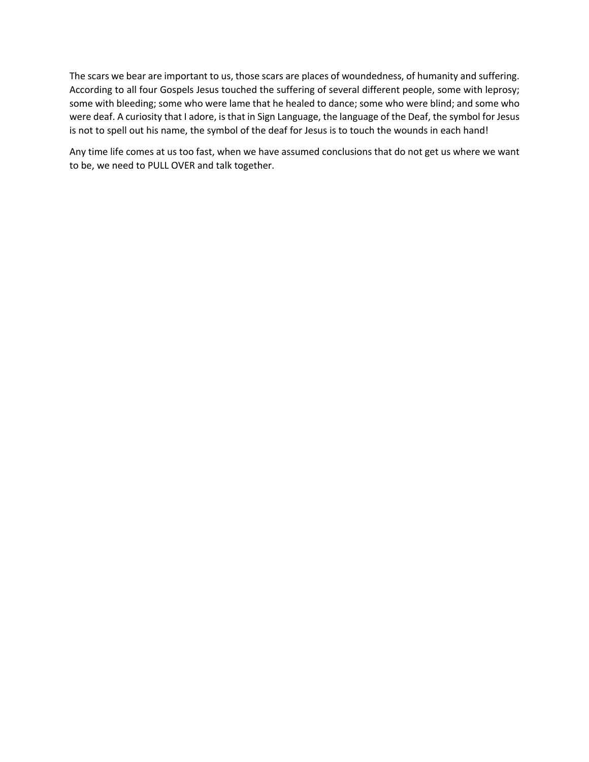The scars we bear are important to us, those scars are places of woundedness, of humanity and suffering. According to all four Gospels Jesus touched the suffering of several different people, some with leprosy; some with bleeding; some who were lame that he healed to dance; some who were blind; and some who were deaf. A curiosity that I adore, is that in Sign Language, the language of the Deaf, the symbol for Jesus is not to spell out his name, the symbol of the deaf for Jesus is to touch the wounds in each hand!

Any time life comes at us too fast, when we have assumed conclusions that do not get us where we want to be, we need to PULL OVER and talk together.